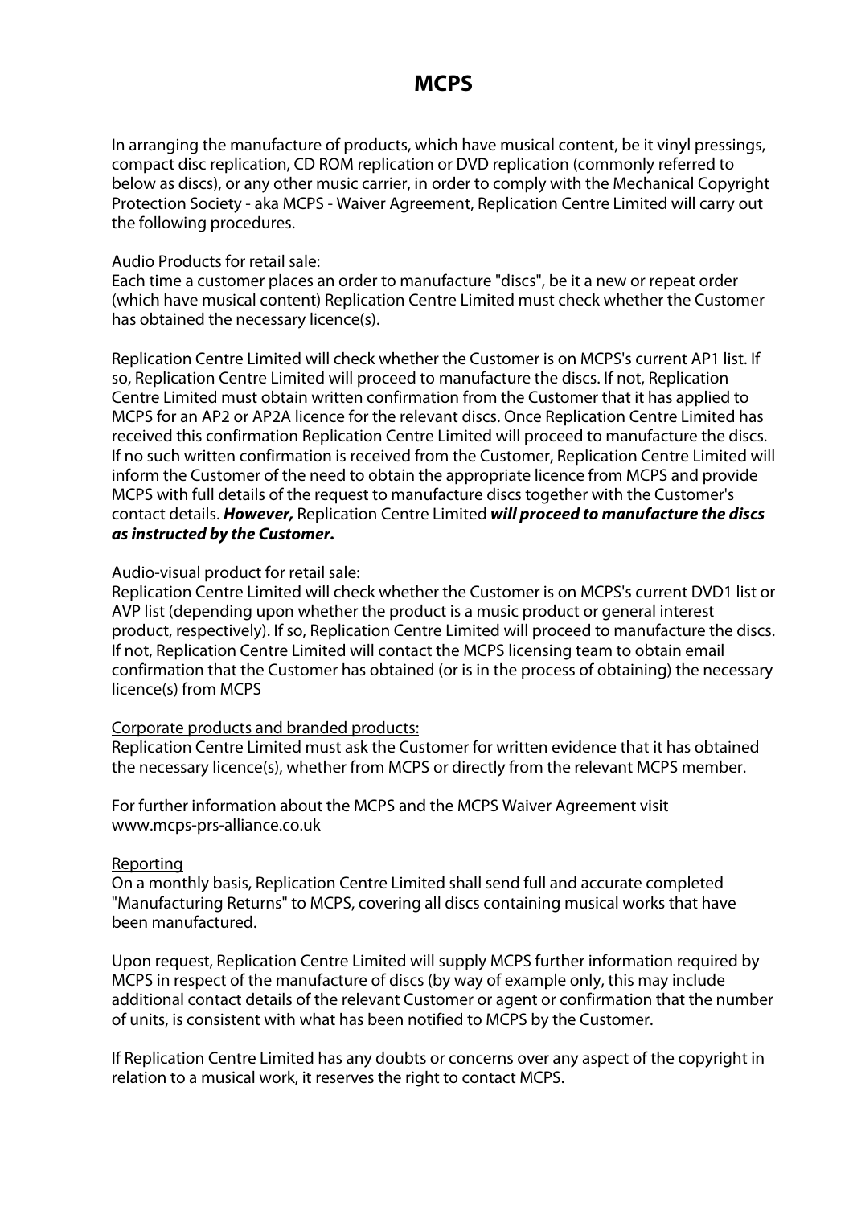# MCPS

In arranging the manufacture of products, which have musical content, be it vinyl pressings, compact disc replication, CD ROM replication or DVD replication (commonly referred to below as discs), or any other music carrier, in order to comply with the Mechanical Copyright Protection Society - aka MCPS - Waiver Agreement, Replication Centre Limited will carry out the following procedures.

<u>Audio Products for retail sale:</u>
Each time a customer places an order to manufacture "discs", be it a new or repeat order (which have musical content) Replication Centre Limited must check whether the Customer has obtained the necessary licence(s).

Replication Centre Limited will check whether the Customer is on MCPS's current AP1 list. If so, Replication Centre Limited will proceed to manufacture the discs. If not, Replication Centre Limited must obtain written confirmation from the Customer that it has applied to MCPS for an AP2 or AP2A licence for the relevant discs. Once Replication Centre Limited has received this confirmation Replication Centre Limited will proceed to manufacture the discs. If no such written confirmation is received from the Customer, Replication Centre Limited will inform the Customer of the need to obtain the appropriate licence from MCPS and provide MCPS with full details of the request to manufacture discs together with the Customer's contact details. ***However,*** Replication Centre Limited ***will proceed to manufacture the discs as instructed by the Customer.***

<u>Audio-visual product for retail sale:</u>
Replication Centre Limited will check whether the Customer is on MCPS's current DVD1 list or AVP list (depending upon whether the product is a music product or general interest product, respectively). If so, Replication Centre Limited will proceed to manufacture the discs. If not, Replication Centre Limited will contact the MCPS licensing team to obtain email confirmation that the Customer has obtained (or is in the process of obtaining) the necessary licence(s) from MCPS

<u>Corporate products and branded products:</u>
Replication Centre Limited must ask the Customer for written evidence that it has obtained the necessary licence(s), whether from MCPS or directly from the relevant MCPS member.

For further information about the MCPS and the MCPS Waiver Agreement visit www.mcps-prs-alliance.co.uk

<u>Reporting</u>
On a monthly basis, Replication Centre Limited shall send full and accurate completed "Manufacturing Returns" to MCPS, covering all discs containing musical works that have been manufactured.

Upon request, Replication Centre Limited will supply MCPS further information required by MCPS in respect of the manufacture of discs (by way of example only, this may include additional contact details of the relevant Customer or agent or confirmation that the number of units, is consistent with what has been notified to MCPS by the Customer.

If Replication Centre Limited has any doubts or concerns over any aspect of the copyright in relation to a musical work, it reserves the right to contact MCPS.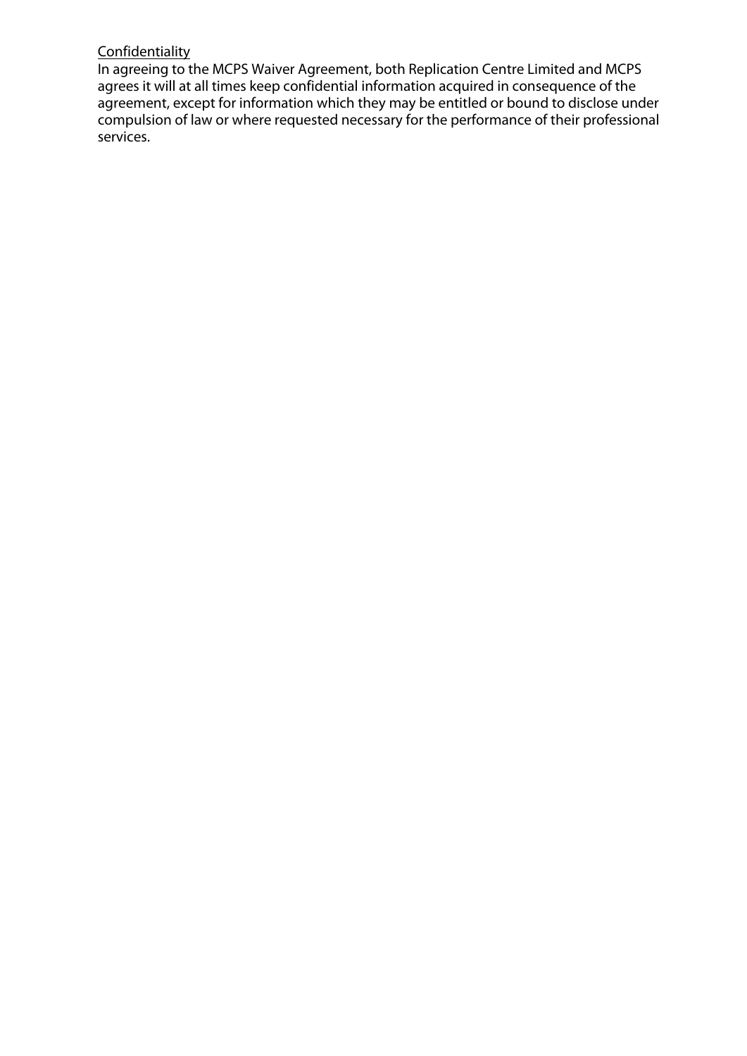Confidentiality

In agreeing to the MCPS Waiver Agreement, both Replication Centre Limited and MCPS agrees it will at all times keep confidential information acquired in consequence of the agreement, except for information which they may be entitled or bound to disclose under compulsion of law or where requested necessary for the performance of their professional services.